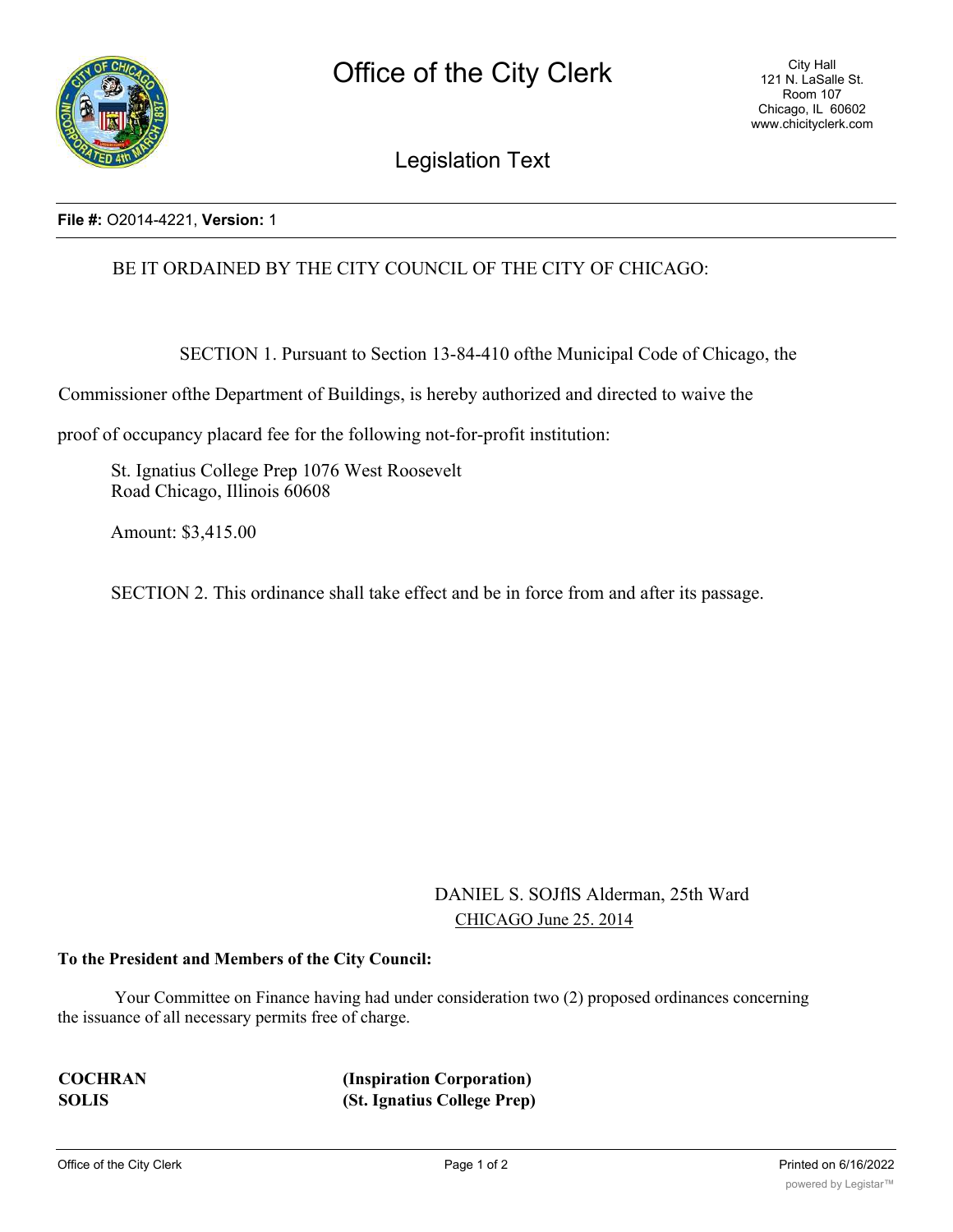# Office of the City Clerk

City Hall
121 N. LaSalle St.
Room 107
Chicago, IL 60602
www.chicityclerk.com

## Legislation Text

**File #:** O2014-4221, **Version:** 1

BE IT ORDAINED BY THE CITY COUNCIL OF THE CITY OF CHICAGO:

SECTION 1. Pursuant to Section 13-84-410 ofthe Municipal Code of Chicago, the Commissioner ofthe Department of Buildings, is hereby authorized and directed to waive the proof of occupancy placard fee for the following not-for-profit institution:

St. Ignatius College Prep 1076 West Roosevelt
Road Chicago, Illinois 60608

Amount: $3,415.00

SECTION 2. This ordinance shall take effect and be in force from and after its passage.

DANIEL S. SOJflS Alderman, 25th Ward
CHICAGO June 25. 2014

**To the President and Members of the City Council:**

Your Committee on Finance having had under consideration two (2) proposed ordinances concerning the issuance of all necessary permits free of charge.

| | |
|---|---|
| **COCHRAN** | **(Inspiration Corporation)** |
| **SOLIS** | **(St. Ignatius College Prep)** |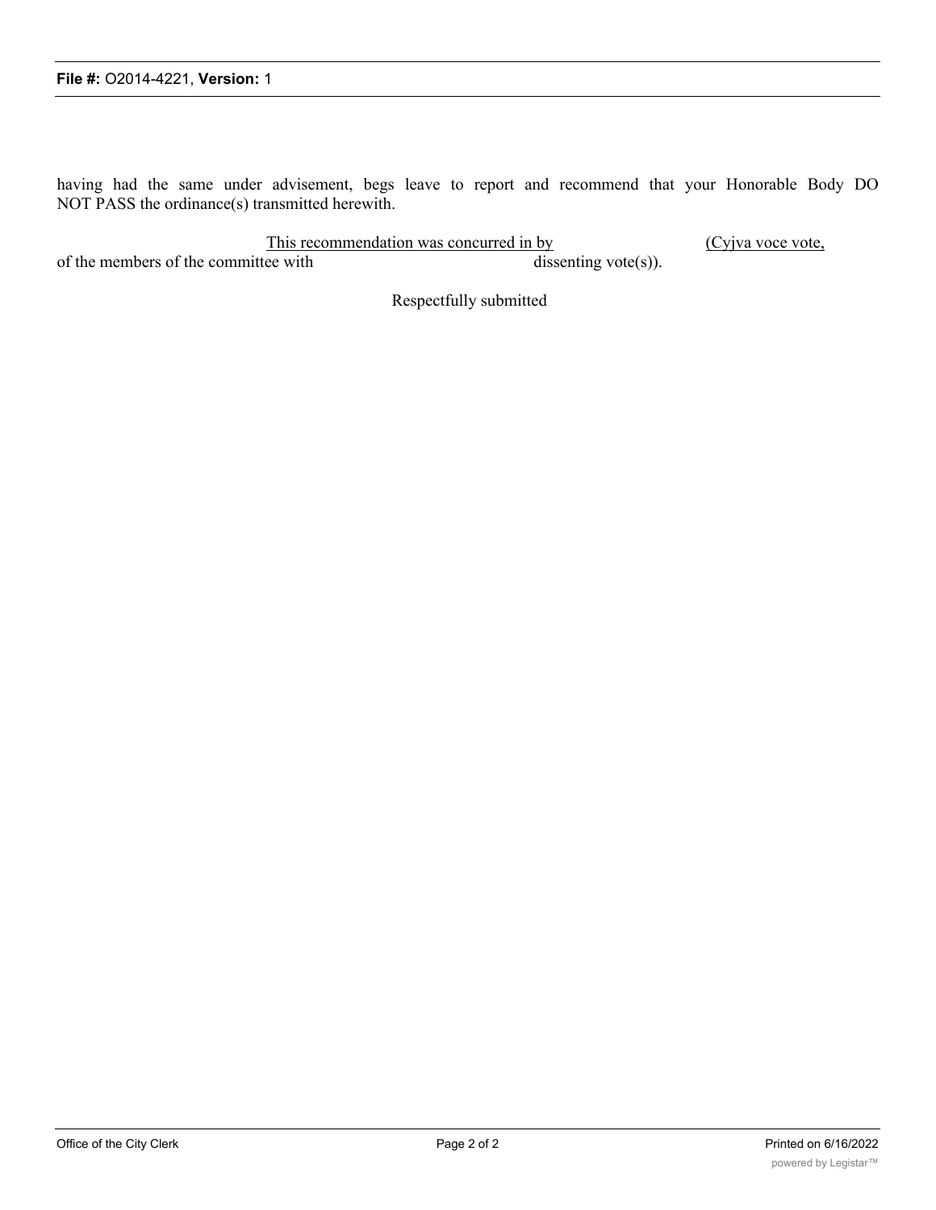having had the same under advisement, begs leave to report and recommend that your Honorable Body DO NOT PASS the ordinance(s) transmitted herewith.

This recommendation was concurred in by (Cyjva voce vote, of the members of the committee with dissenting vote(s)).

Respectfully submitted